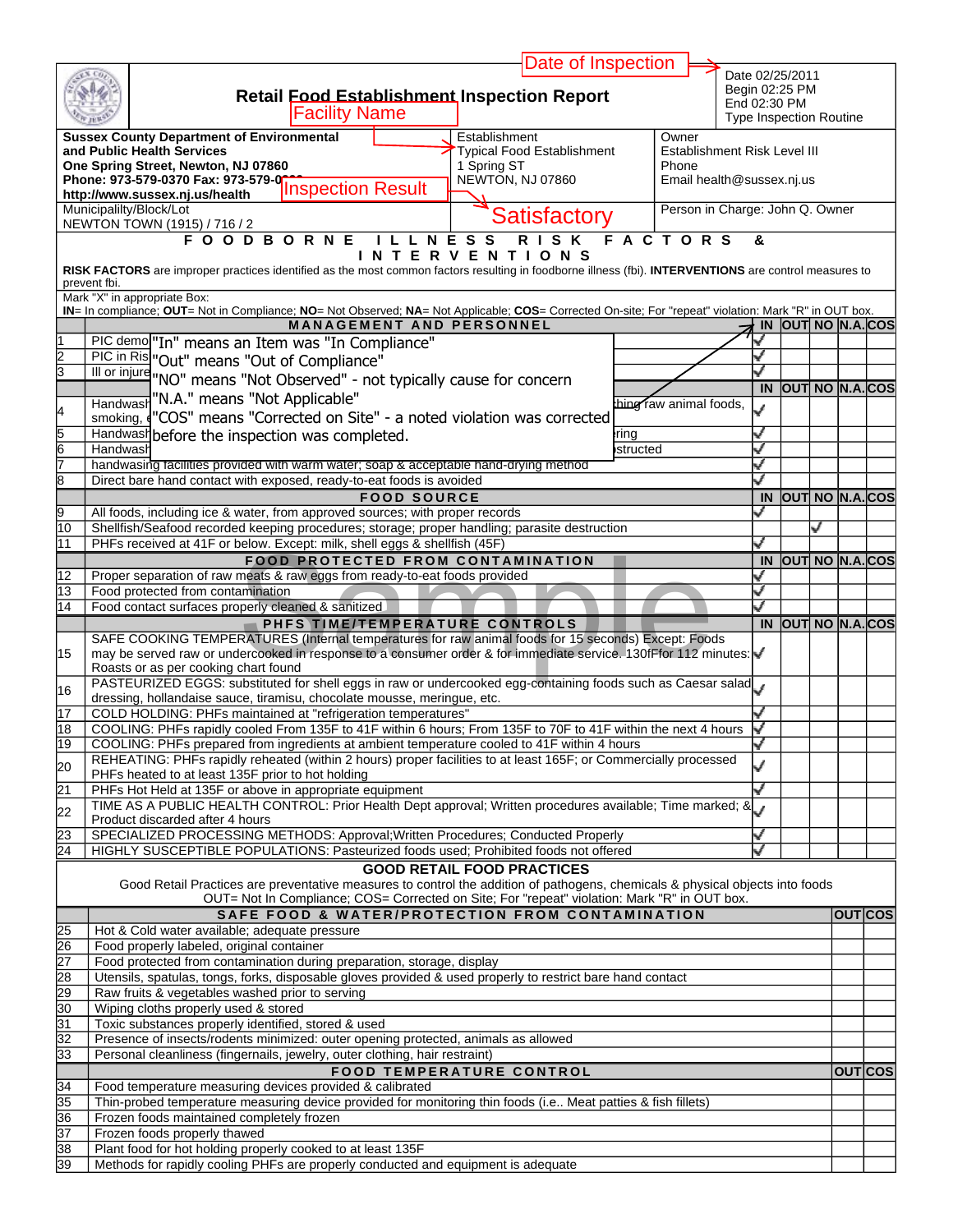# Retail Food Establishment Inspection Report

Date of Inspection

Facility Name

Inspection Result

Date 02/25/2011
Begin 02:25 PM
End 02:30 PM
Type Inspection Routine

**Sussex County Department of Environmental and Public Health Services**
**One Spring Street, Newton, NJ 07860**
**Phone: 973-579-0370 Fax: 973-579-0**
**http://www.sussex.nj.us/health**

Establishment
Typical Food Establishment
1 Spring ST
NEWTON, NJ 07860

Owner
Establishment Risk Level III
Phone
Email health@sussex.nj.us

Municipalilty/Block/Lot
NEWTON TOWN (1915) / 716 / 2

Satisfactory

Person in Charge: John Q. Owner

## FOODBORNE ILLNESS RISK FACTORS & INTERVENTIONS

**RISK FACTORS** are improper practices identified as the most common factors resulting in foodborne illness (fbi). **INTERVENTIONS** are control measures to prevent fbi.

Mark "X" in appropriate Box:
**IN**= In compliance; **OUT**= Not in Compliance; **NO**= Not Observed; **NA**= Not Applicable; **COS**= Corrected On-site; For "repeat" violation: Mark "R" in OUT box.

"In" means an Item was "In Compliance"
"Out" means "Out of Compliance"
"NO" means "Not Observed" - not typically cause for concern
"N.A." means "Not Applicable"
"COS" means "Corrected on Site" - a noted violation was corrected before the inspection was completed.

| # | MANAGEMENT AND PERSONNEL | IN | OUT | NO | N.A. | COS |
|---|---|---|---|---|---|---|
| 1 | PIC demo... | ✓ | | | | |
| 2 | PIC in Ris... | ✓ | | | | |
| 3 | Ill or injure... | ✓ | | | | |
| | | **IN** | **OUT** | **NO** | **N.A.** | **COS** |
| 4 | Handwash... smoking, ... ...hing raw animal foods, | ✓ | | | | |
| 5 | Handwash... ...ring | ✓ | | | | |
| 6 | Handwash... ...structed | ✓ | | | | |
| 7 | handwasing facilities provided with warm water; soap & acceptable hand-drying method | ✓ | | | | |
| 8 | Direct bare hand contact with exposed, ready-to-eat foods is avoided | ✓ | | | | |
| | **FOOD SOURCE** | **IN** | **OUT** | **NO** | **N.A.** | **COS** |
| 9 | All foods, including ice & water, from approved sources; with proper records | ✓ | | | | |
| 10 | Shellfish/Seafood recorded keeping procedures; storage; proper handling; parasite destruction | | | | ✓ | |
| 11 | PHFs received at 41F or below. Except: milk, shell eggs & shellfish (45F) | ✓ | | | | |
| | **FOOD PROTECTED FROM CONTAMINATION** | **IN** | **OUT** | **NO** | **N.A.** | **COS** |
| 12 | Proper separation of raw meats & raw eggs from ready-to-eat foods provided | ✓ | | | | |
| 13 | Food protected from contamination | ✓ | | | | |
| 14 | Food contact surfaces properly cleaned & sanitized | ✓ | | | | |
| | **PHFS TIME/TEMPERATURE CONTROLS** | **IN** | **OUT** | **NO** | **N.A.** | **COS** |
| 15 | SAFE COOKING TEMPERATURES (Internal temperatures for raw animal foods for 15 seconds) Except: Foods may be served raw or undercooked in response to a consumer order & for immediate service. 130fFfor 112 minutes: Roasts or as per cooking chart found | ✓ | | | | |
| 16 | PASTEURIZED EGGS: substituted for shell eggs in raw or undercooked egg-containing foods such as Caesar salad dressing, hollandaise sauce, tiramisu, chocolate mousse, meringue, etc. | ✓ | | | | |
| 17 | COLD HOLDING: PHFs maintained at "refrigeration temperatures" | ✓ | | | | |
| 18 | COOLING: PHFs rapidly cooled From 135F to 41F within 6 hours; From 135F to 70F to 41F within the next 4 hours | ✓ | | | | |
| 19 | COOLING: PHFs prepared from ingredients at ambient temperature cooled to 41F within 4 hours | ✓ | | | | |
| 20 | REHEATING: PHFs rapidly reheated (within 2 hours) proper facilities to at least 165F; or Commercially processed PHFs heated to at least 135F prior to hot holding | ✓ | | | | |
| 21 | PHFs Hot Held at 135F or above in appropriate equipment | ✓ | | | | |
| 22 | TIME AS A PUBLIC HEALTH CONTROL: Prior Health Dept approval; Written procedures available; Time marked; & Product discarded after 4 hours | ✓ | | | | |
| 23 | SPECIALIZED PROCESSING METHODS: Approval;Written Procedures; Conducted Properly | ✓ | | | | |
| 24 | HIGHLY SUSCEPTIBLE POPULATIONS: Pasteurized foods used; Prohibited foods not offered | ✓ | | | | |

## GOOD RETAIL FOOD PRACTICES

Good Retail Practices are preventative measures to control the addition of pathogens, chemicals & physical objects into foods
OUT= Not In Compliance; COS= Corrected on Site; For "repeat" violation: Mark "R" in OUT box.

| # | SAFE FOOD & WATER/PROTECTION FROM CONTAMINATION | OUT | COS |
|---|---|---|---|
| 25 | Hot & Cold water available; adequate pressure | | |
| 26 | Food properly labeled, original container | | |
| 27 | Food protected from contamination during preparation, storage, display | | |
| 28 | Utensils, spatulas, tongs, forks, disposable gloves provided & used properly to restrict bare hand contact | | |
| 29 | Raw fruits & vegetables washed prior to serving | | |
| 30 | Wiping cloths properly used & stored | | |
| 31 | Toxic substances properly identified, stored & used | | |
| 32 | Presence of insects/rodents minimized: outer opening protected, animals as allowed | | |
| 33 | Personal cleanliness (fingernails, jewelry, outer clothing, hair restraint) | | |
| | **FOOD TEMPERATURE CONTROL** | **OUT** | **COS** |
| 34 | Food temperature measuring devices provided & calibrated | | |
| 35 | Thin-probed temperature measuring device provided for monitoring thin foods (i.e.. Meat patties & fish fillets) | | |
| 36 | Frozen foods maintained completely frozen | | |
| 37 | Frozen foods properly thawed | | |
| 38 | Plant food for hot holding properly cooked to at least 135F | | |
| 39 | Methods for rapidly cooling PHFs are properly conducted and equipment is adequate | | |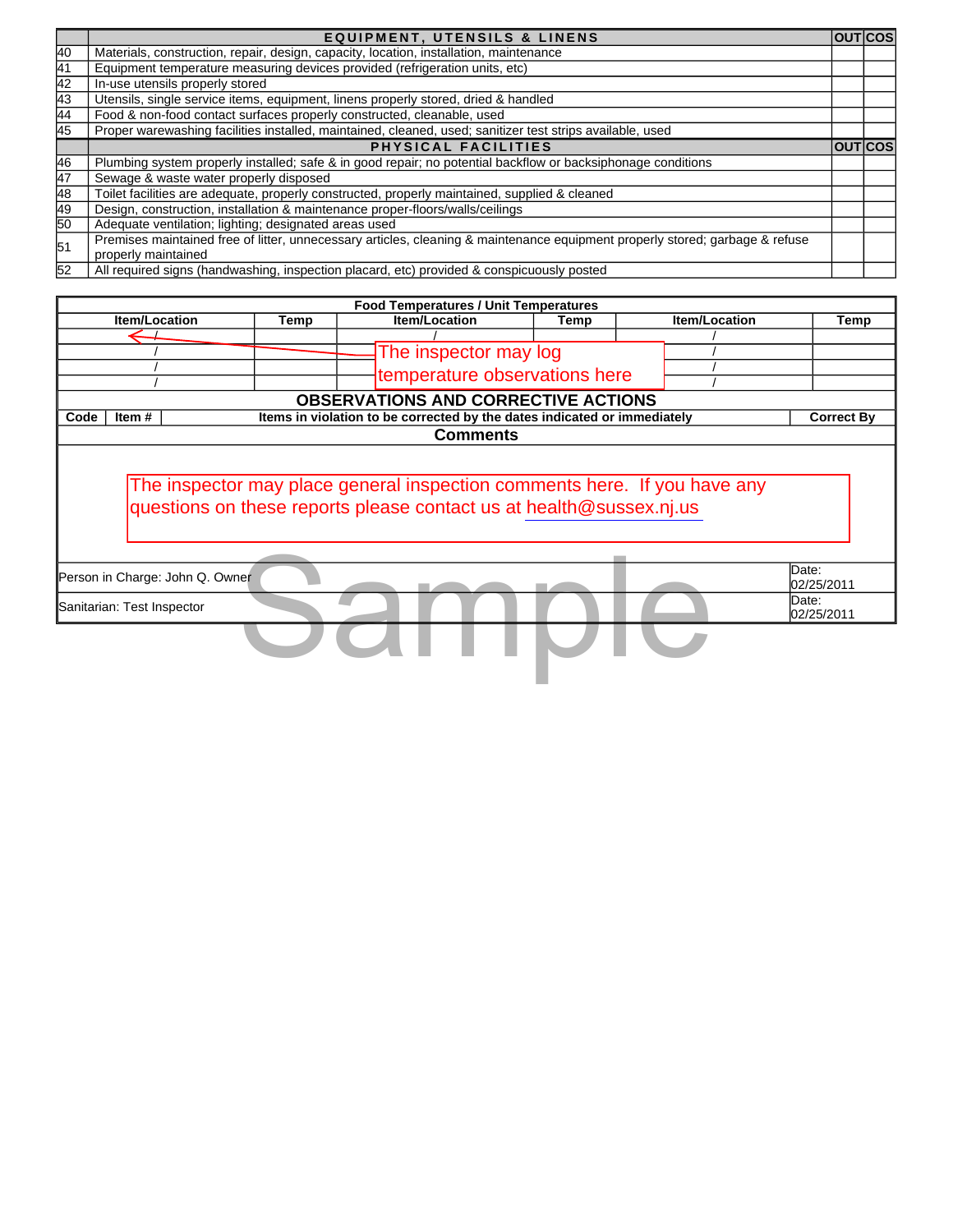| | EQUIPMENT, UTENSILS & LINENS | OUT | COS |
|---|---|---|---|
| 40 | Materials, construction, repair, design, capacity, location, installation, maintenance | | |
| 41 | Equipment temperature measuring devices provided (refrigeration units, etc) | | |
| 42 | In-use utensils properly stored | | |
| 43 | Utensils, single service items, equipment, linens properly stored, dried & handled | | |
| 44 | Food & non-food contact surfaces properly constructed, cleanable, used | | |
| 45 | Proper warewashing facilities installed, maintained, cleaned, used; sanitizer test strips available, used | | |
| | **PHYSICAL FACILITIES** | **OUT** | **COS** |
| 46 | Plumbing system properly installed; safe & in good repair; no potential backflow or backsiphonage conditions | | |
| 47 | Sewage & waste water properly disposed | | |
| 48 | Toilet facilities are adequate, properly constructed, properly maintained, supplied & cleaned | | |
| 49 | Design, construction, installation & maintenance proper-floors/walls/ceilings | | |
| 50 | Adequate ventilation; lighting; designated areas used | | |
| 51 | Premises maintained free of litter, unnecessary articles, cleaning & maintenance equipment properly stored; garbage & refuse properly maintained | | |
| 52 | All required signs (handwashing, inspection placard, etc) provided & conspicuously posted | | |

**Food Temperatures / Unit Temperatures**

| Item/Location | Temp | Item/Location | Temp | Item/Location | Temp |
|---|---|---|---|---|---|
| / | | / | | / | |
| / | | / | | / | |
| / | | / | | / | |
| / | | / | | / | |

The inspector may log temperature observations here

## OBSERVATIONS AND CORRECTIVE ACTIONS

| Code | Item # | Items in violation to be corrected by the dates indicated or immediately | Correct By |
|---|---|---|---|

**Comments**

The inspector may place general inspection comments here. If you have any questions on these reports please contact us at health@sussex.nj.us

| | |
|---|---|
| Person in Charge: John Q. Owner | Date: 02/25/2011 |
| Sanitarian: Test Inspector | Date: 02/25/2011 |

Sample